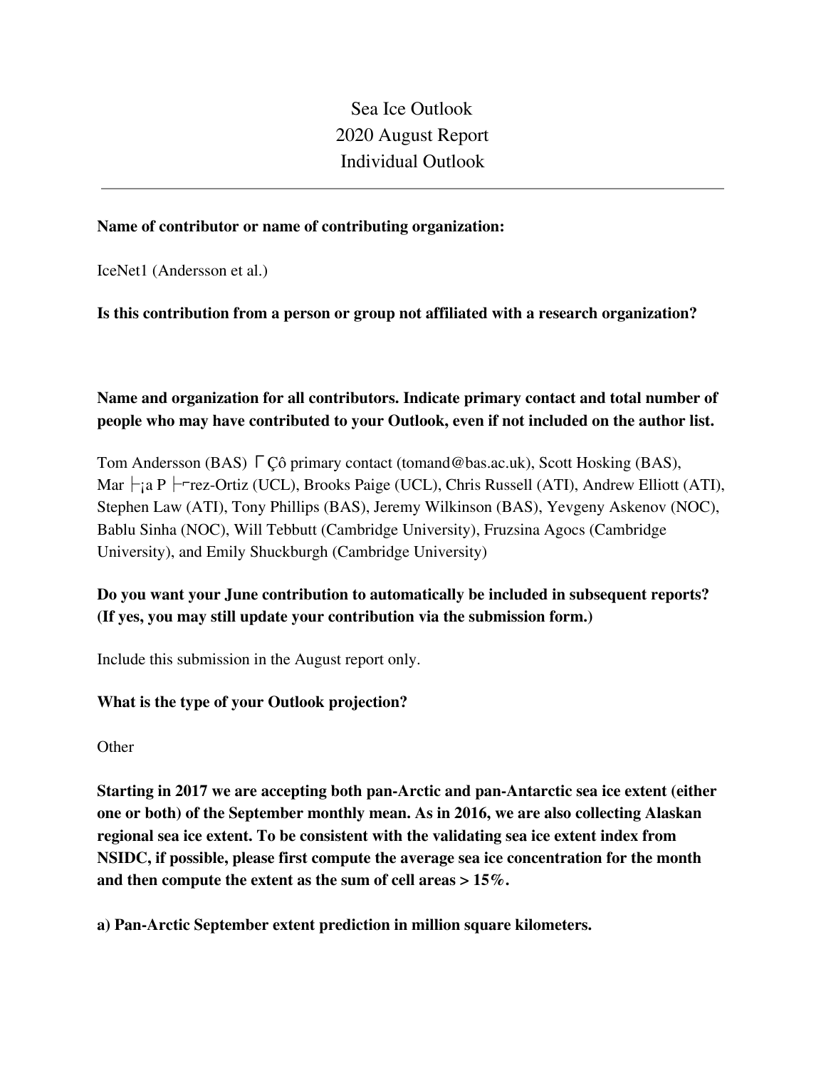# Sea Ice Outlook
## 2020 August Report
## Individual Outlook

---

**Name of contributor or name of contributing organization:**

IceNet1 (Andersson et al.)

**Is this contribution from a person or group not affiliated with a research organization?**

**Name and organization for all contributors. Indicate primary contact and total number of people who may have contributed to your Outlook, even if not included on the author list.**

Tom Andersson (BAS) ΓÇô primary contact (tomand@bas.ac.uk), Scott Hosking (BAS), Mar ├¡a P ├⌐rez-Ortiz (UCL), Brooks Paige (UCL), Chris Russell (ATI), Andrew Elliott (ATI), Stephen Law (ATI), Tony Phillips (BAS), Jeremy Wilkinson (BAS), Yevgeny Askenov (NOC), Bablu Sinha (NOC), Will Tebbutt (Cambridge University), Fruzsina Agocs (Cambridge University), and Emily Shuckburgh (Cambridge University)

**Do you want your June contribution to automatically be included in subsequent reports? (If yes, you may still update your contribution via the submission form.)**

Include this submission in the August report only.

**What is the type of your Outlook projection?**

Other

**Starting in 2017 we are accepting both pan-Arctic and pan-Antarctic sea ice extent (either one or both) of the September monthly mean. As in 2016, we are also collecting Alaskan regional sea ice extent. To be consistent with the validating sea ice extent index from NSIDC, if possible, please first compute the average sea ice concentration for the month and then compute the extent as the sum of cell areas > 15%.**

**a) Pan-Arctic September extent prediction in million square kilometers.**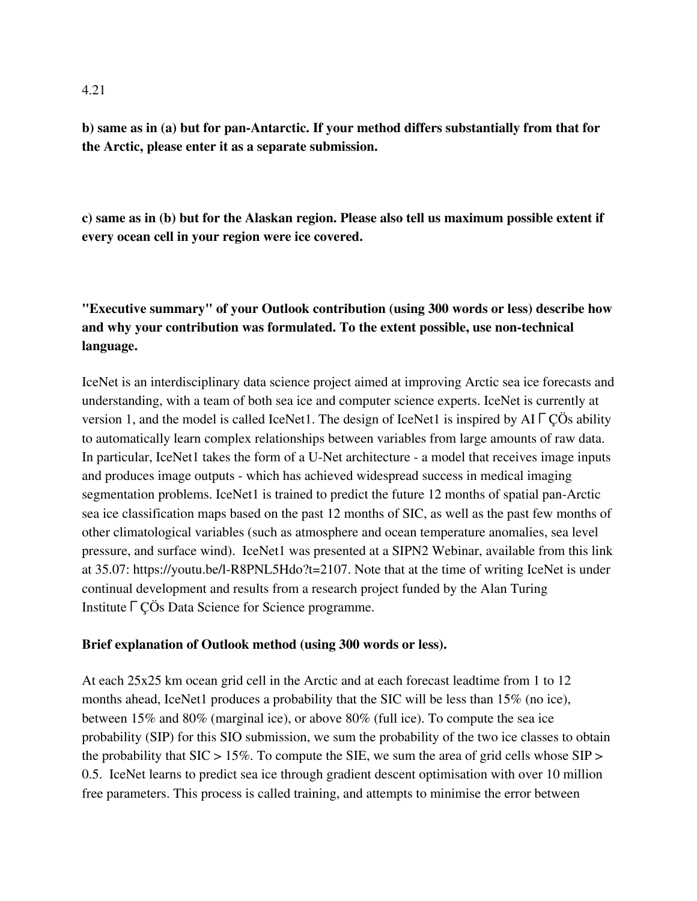4.21

**b) same as in (a) but for pan-Antarctic. If your method differs substantially from that for the Arctic, please enter it as a separate submission.**

**c) same as in (b) but for the Alaskan region. Please also tell us maximum possible extent if every ocean cell in your region were ice covered.**

**"Executive summary" of your Outlook contribution (using 300 words or less) describe how and why your contribution was formulated. To the extent possible, use non-technical language.**

IceNet is an interdisciplinary data science project aimed at improving Arctic sea ice forecasts and understanding, with a team of both sea ice and computer science experts. IceNet is currently at version 1, and the model is called IceNet1. The design of IceNet1 is inspired by AI ΓÇÖs ability to automatically learn complex relationships between variables from large amounts of raw data. In particular, IceNet1 takes the form of a U-Net architecture - a model that receives image inputs and produces image outputs - which has achieved widespread success in medical imaging segmentation problems. IceNet1 is trained to predict the future 12 months of spatial pan-Arctic sea ice classification maps based on the past 12 months of SIC, as well as the past few months of other climatological variables (such as atmosphere and ocean temperature anomalies, sea level pressure, and surface wind). IceNet1 was presented at a SIPN2 Webinar, available from this link at 35.07: https://youtu.be/l-R8PNL5Hdo?t=2107. Note that at the time of writing IceNet is under continual development and results from a research project funded by the Alan Turing Institute ΓÇÖs Data Science for Science programme.

**Brief explanation of Outlook method (using 300 words or less).**

At each 25x25 km ocean grid cell in the Arctic and at each forecast leadtime from 1 to 12 months ahead, IceNet1 produces a probability that the SIC will be less than 15% (no ice), between 15% and 80% (marginal ice), or above 80% (full ice). To compute the sea ice probability (SIP) for this SIO submission, we sum the probability of the two ice classes to obtain the probability that SIC > 15%. To compute the SIE, we sum the area of grid cells whose SIP > 0.5. IceNet learns to predict sea ice through gradient descent optimisation with over 10 million free parameters. This process is called training, and attempts to minimise the error between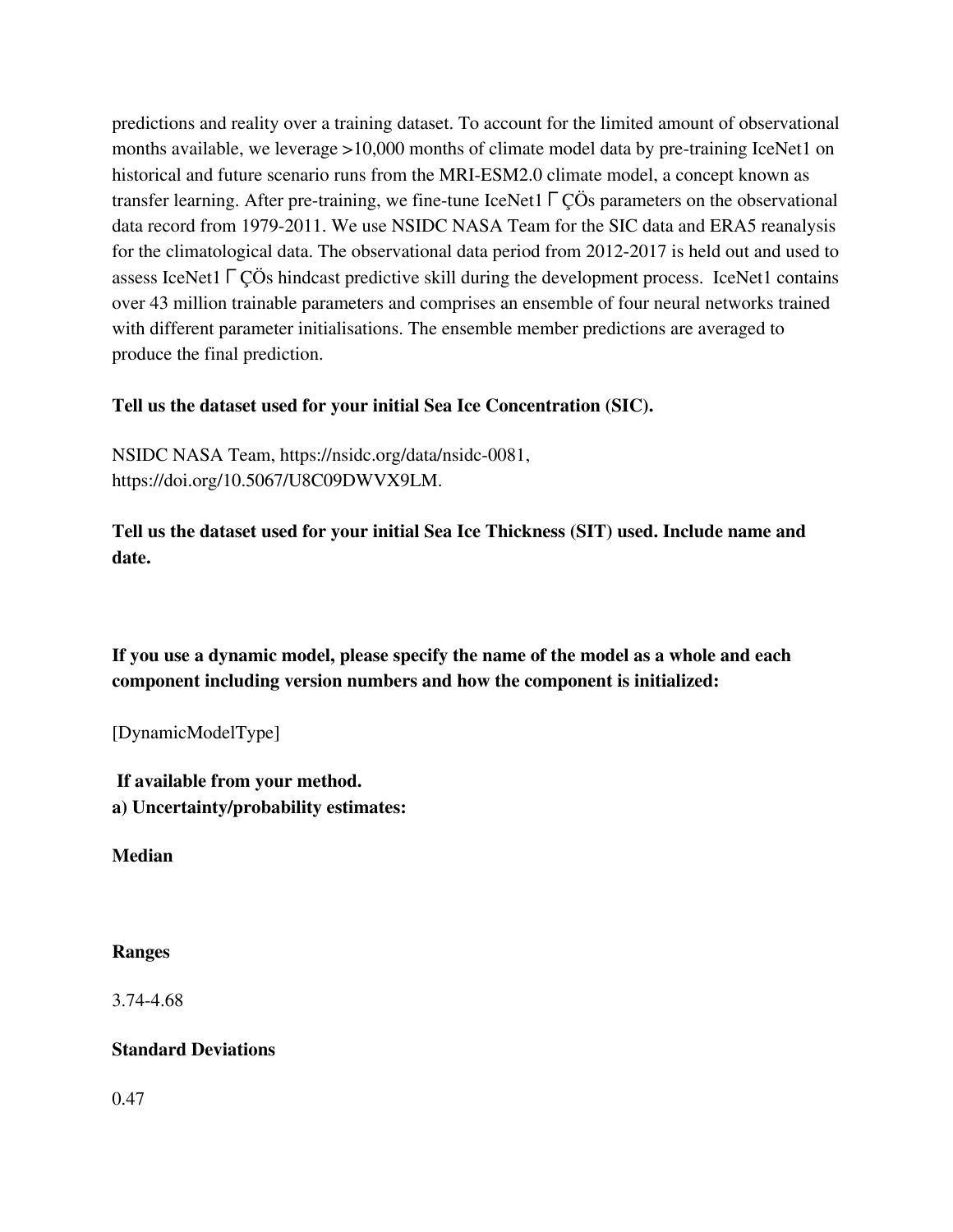predictions and reality over a training dataset. To account for the limited amount of observational months available, we leverage >10,000 months of climate model data by pre-training IceNet1 on historical and future scenario runs from the MRI-ESM2.0 climate model, a concept known as transfer learning. After pre-training, we fine-tune IceNet1ΓÇÖs parameters on the observational data record from 1979-2011. We use NSIDC NASA Team for the SIC data and ERA5 reanalysis for the climatological data. The observational data period from 2012-2017 is held out and used to assess IceNet1ΓÇÖs hindcast predictive skill during the development process. IceNet1 contains over 43 million trainable parameters and comprises an ensemble of four neural networks trained with different parameter initialisations. The ensemble member predictions are averaged to produce the final prediction.

**Tell us the dataset used for your initial Sea Ice Concentration (SIC).**

NSIDC NASA Team, https://nsidc.org/data/nsidc-0081, https://doi.org/10.5067/U8C09DWVX9LM.

**Tell us the dataset used for your initial Sea Ice Thickness (SIT) used. Include name and date.**

**If you use a dynamic model, please specify the name of the model as a whole and each component including version numbers and how the component is initialized:**

[DynamicModelType]

**If available from your method.**
**a) Uncertainty/probability estimates:**

**Median**

**Ranges**

3.74-4.68

**Standard Deviations**

0.47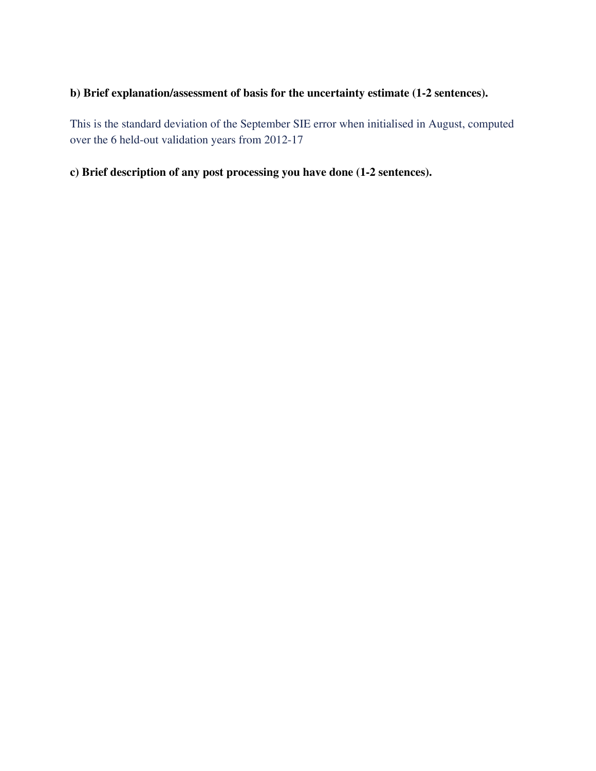**b) Brief explanation/assessment of basis for the uncertainty estimate (1-2 sentences).**

This is the standard deviation of the September SIE error when initialised in August, computed over the 6 held-out validation years from 2012-17

**c) Brief description of any post processing you have done (1-2 sentences).**